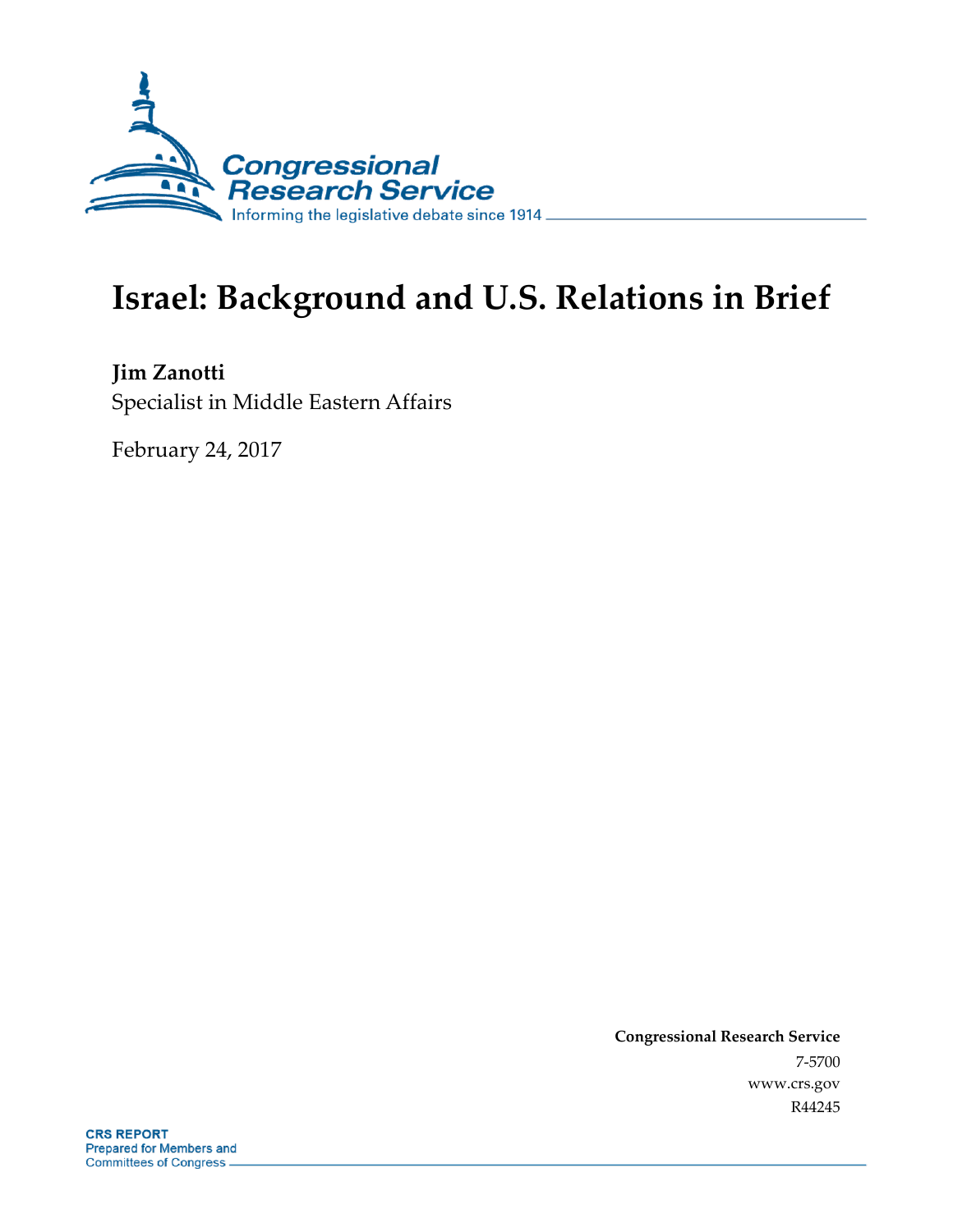Congressional Research Service

Informing the legislative debate since 1914

# Israel: Background and U.S. Relations in Brief

**Jim Zanotti**

Specialist in Middle Eastern Affairs

February 24, 2017

**Congressional Research Service**

7-5700

www.crs.gov

R44245

**CRS REPORT**

Prepared for Members and Committees of Congress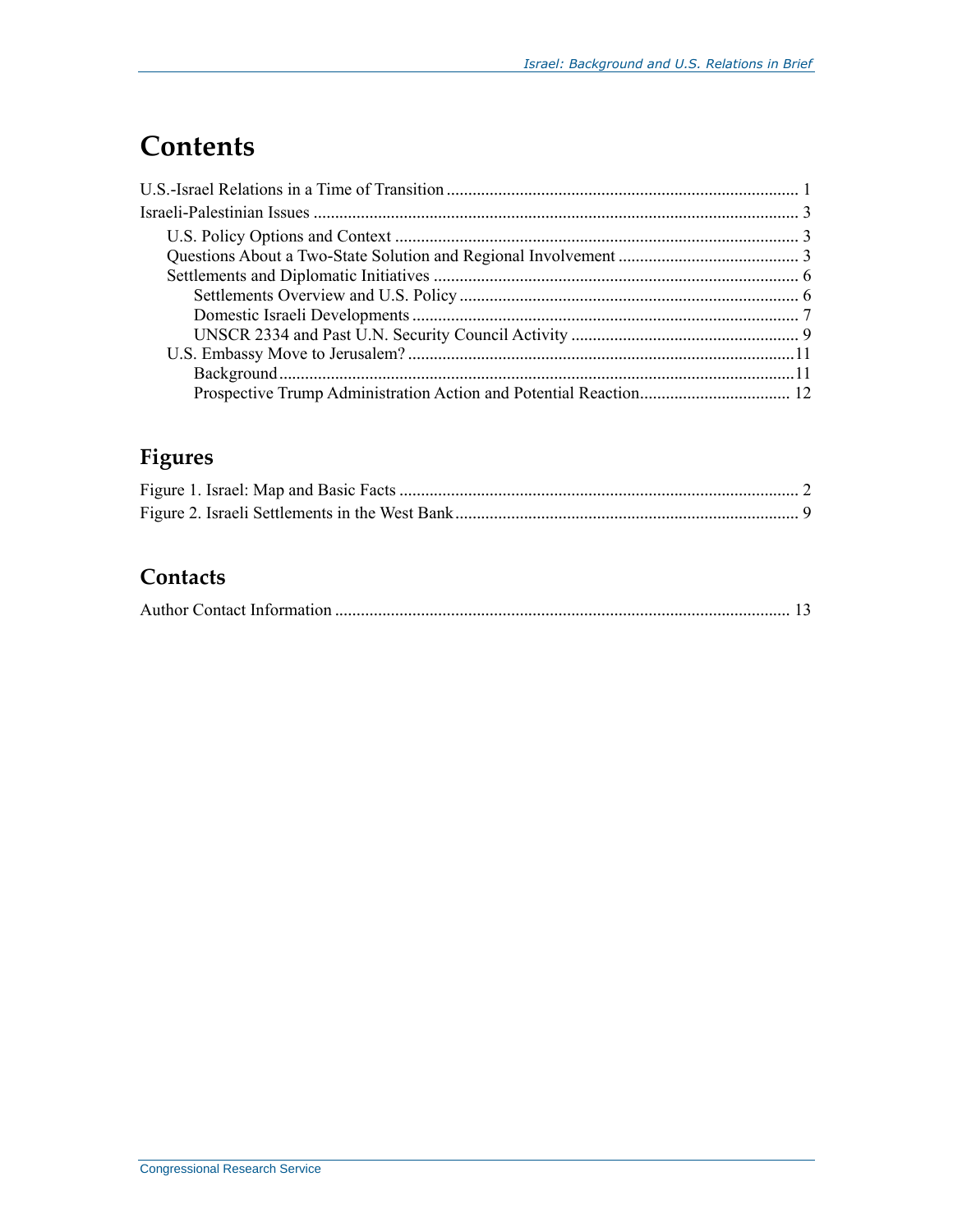# Contents

U.S.-Israel Relations in a Time of Transition ..... 1
Israeli-Palestinian Issues ..... 3
- U.S. Policy Options and Context ..... 3
- Questions About a Two-State Solution and Regional Involvement ..... 3
- Settlements and Diplomatic Initiatives ..... 6
  - Settlements Overview and U.S. Policy ..... 6
  - Domestic Israeli Developments ..... 7
  - UNSCR 2334 and Past U.N. Security Council Activity ..... 9
- U.S. Embassy Move to Jerusalem? ..... 11
  - Background ..... 11
  - Prospective Trump Administration Action and Potential Reaction ..... 12

## Figures

Figure 1. Israel: Map and Basic Facts ..... 2
Figure 2. Israeli Settlements in the West Bank ..... 9

## Contacts

Author Contact Information ..... 13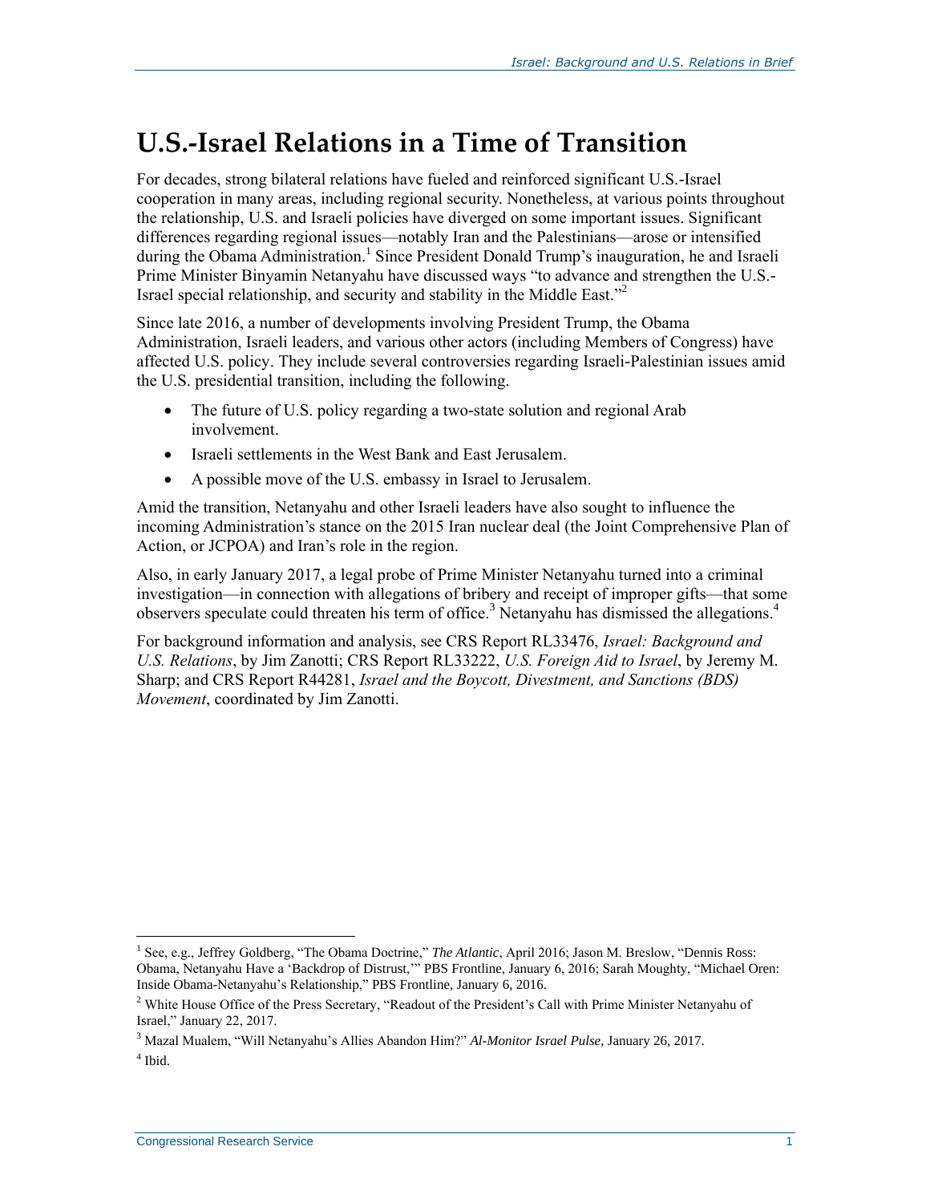# U.S.-Israel Relations in a Time of Transition

For decades, strong bilateral relations have fueled and reinforced significant U.S.-Israel cooperation in many areas, including regional security. Nonetheless, at various points throughout the relationship, U.S. and Israeli policies have diverged on some important issues. Significant differences regarding regional issues—notably Iran and the Palestinians—arose or intensified during the Obama Administration.[1] Since President Donald Trump's inauguration, he and Israeli Prime Minister Binyamin Netanyahu have discussed ways "to advance and strengthen the U.S.-Israel special relationship, and security and stability in the Middle East."[2]

Since late 2016, a number of developments involving President Trump, the Obama Administration, Israeli leaders, and various other actors (including Members of Congress) have affected U.S. policy. They include several controversies regarding Israeli-Palestinian issues amid the U.S. presidential transition, including the following.

- The future of U.S. policy regarding a two-state solution and regional Arab involvement.
- Israeli settlements in the West Bank and East Jerusalem.
- A possible move of the U.S. embassy in Israel to Jerusalem.

Amid the transition, Netanyahu and other Israeli leaders have also sought to influence the incoming Administration's stance on the 2015 Iran nuclear deal (the Joint Comprehensive Plan of Action, or JCPOA) and Iran's role in the region.

Also, in early January 2017, a legal probe of Prime Minister Netanyahu turned into a criminal investigation—in connection with allegations of bribery and receipt of improper gifts—that some observers speculate could threaten his term of office.[3] Netanyahu has dismissed the allegations.[4]

For background information and analysis, see CRS Report RL33476, *Israel: Background and U.S. Relations*, by Jim Zanotti; CRS Report RL33222, *U.S. Foreign Aid to Israel*, by Jeremy M. Sharp; and CRS Report R44281, *Israel and the Boycott, Divestment, and Sanctions (BDS) Movement*, coordinated by Jim Zanotti.

---

[1] See, e.g., Jeffrey Goldberg, "The Obama Doctrine," *The Atlantic*, April 2016; Jason M. Breslow, "Dennis Ross: Obama, Netanyahu Have a 'Backdrop of Distrust,'" PBS Frontline, January 6, 2016; Sarah Moughty, "Michael Oren: Inside Obama-Netanyahu's Relationship," PBS Frontline, January 6, 2016.

[2] White House Office of the Press Secretary, "Readout of the President's Call with Prime Minister Netanyahu of Israel," January 22, 2017.

[3] Mazal Mualem, "Will Netanyahu's Allies Abandon Him?" *Al-Monitor Israel Pulse*, January 26, 2017.

[4] Ibid.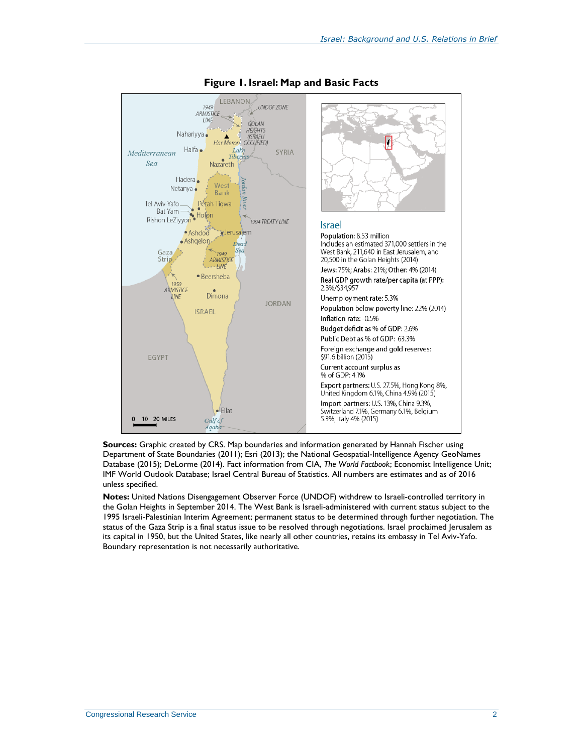**Figure 1. Israel: Map and Basic Facts**

**Israel**

Population: 8.53 million
Includes an estimated 371,000 settlers in the West Bank, 211,640 in East Jerusalem, and 20,500 in the Golan Heights (2014)

Jews: 75%; Arabs: 21%; Other: 4% (2014)

Real GDP growth rate/per capita (at PPP): 2.3%/$34,957

Unemployment rate: 5.3%

Population below poverty line: 22% (2014)

Inflation rate: -0.5%

Budget deficit as % of GDP: 2.6%

Public Debt as % of GDP: 63.3%

Foreign exchange and gold reserves: $91.6 billion (2015)

Current account surplus as % of GDP: 4.1%

Export partners: U.S. 27.5%, Hong Kong 8%, United Kingdom 6.1%, China 4.9% (2015)

Import partners: U.S. 13%, China 9.3%, Switzerland 7.1%, Germany 6.1%, Belgium 5.3%, Italy 4% (2015)

**Sources:** Graphic created by CRS. Map boundaries and information generated by Hannah Fischer using Department of State Boundaries (2011); Esri (2013); the National Geospatial-Intelligence Agency GeoNames Database (2015); DeLorme (2014). Fact information from CIA, *The World Factbook*; Economist Intelligence Unit; IMF World Outlook Database; Israel Central Bureau of Statistics. All numbers are estimates and as of 2016 unless specified.

**Notes:** United Nations Disengagement Observer Force (UNDOF) withdrew to Israeli-controlled territory in the Golan Heights in September 2014. The West Bank is Israeli-administered with current status subject to the 1995 Israeli-Palestinian Interim Agreement; permanent status to be determined through further negotiation. The status of the Gaza Strip is a final status issue to be resolved through negotiations. Israel proclaimed Jerusalem as its capital in 1950, but the United States, like nearly all other countries, retains its embassy in Tel Aviv-Yafo. Boundary representation is not necessarily authoritative.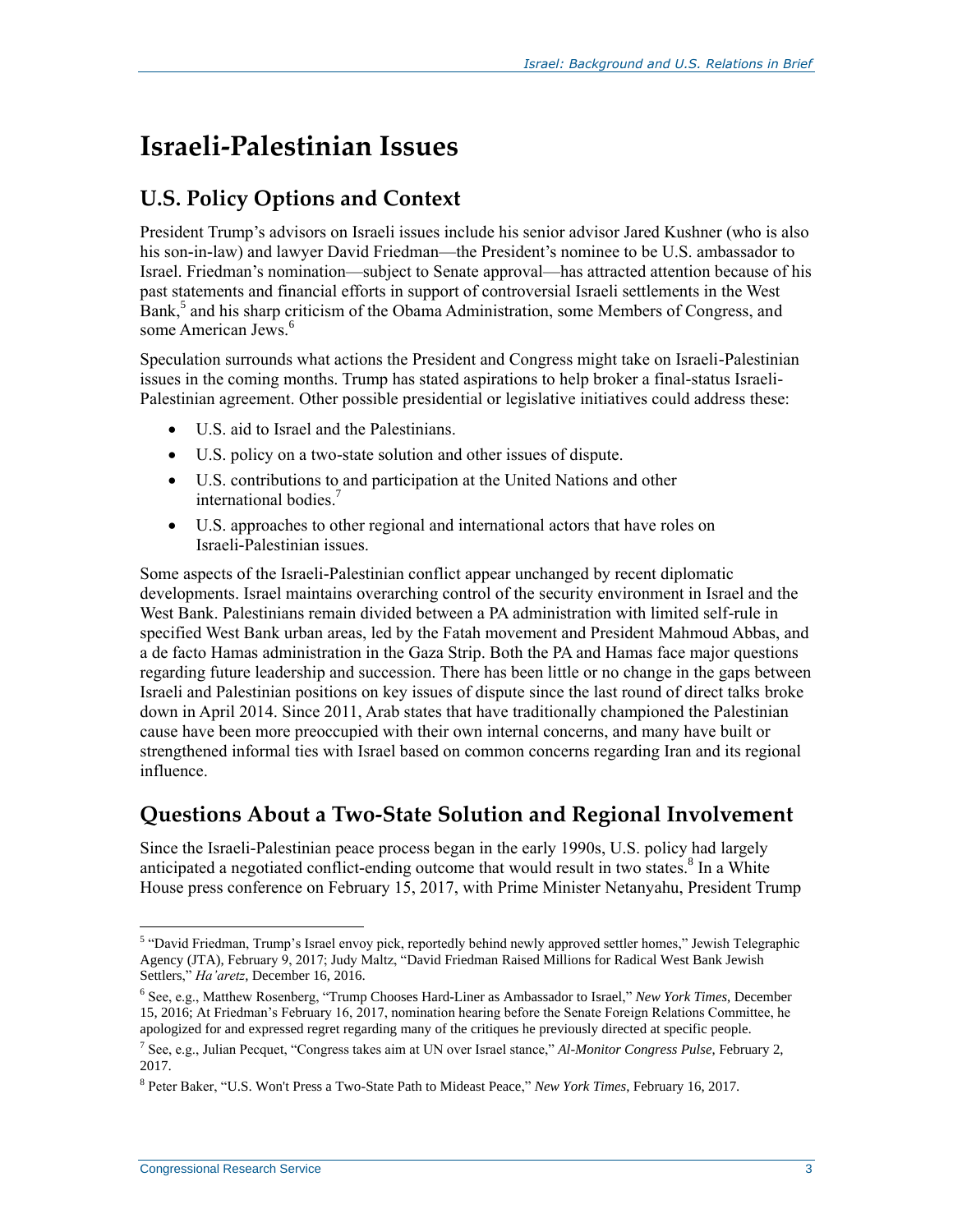# Israeli-Palestinian Issues

## U.S. Policy Options and Context

President Trump's advisors on Israeli issues include his senior advisor Jared Kushner (who is also his son-in-law) and lawyer David Friedman—the President's nominee to be U.S. ambassador to Israel. Friedman's nomination—subject to Senate approval—has attracted attention because of his past statements and financial efforts in support of controversial Israeli settlements in the West Bank,[5] and his sharp criticism of the Obama Administration, some Members of Congress, and some American Jews.[6]

Speculation surrounds what actions the President and Congress might take on Israeli-Palestinian issues in the coming months. Trump has stated aspirations to help broker a final-status Israeli-Palestinian agreement. Other possible presidential or legislative initiatives could address these:

- U.S. aid to Israel and the Palestinians.
- U.S. policy on a two-state solution and other issues of dispute.
- U.S. contributions to and participation at the United Nations and other international bodies.[7]
- U.S. approaches to other regional and international actors that have roles on Israeli-Palestinian issues.

Some aspects of the Israeli-Palestinian conflict appear unchanged by recent diplomatic developments. Israel maintains overarching control of the security environment in Israel and the West Bank. Palestinians remain divided between a PA administration with limited self-rule in specified West Bank urban areas, led by the Fatah movement and President Mahmoud Abbas, and a de facto Hamas administration in the Gaza Strip. Both the PA and Hamas face major questions regarding future leadership and succession. There has been little or no change in the gaps between Israeli and Palestinian positions on key issues of dispute since the last round of direct talks broke down in April 2014. Since 2011, Arab states that have traditionally championed the Palestinian cause have been more preoccupied with their own internal concerns, and many have built or strengthened informal ties with Israel based on common concerns regarding Iran and its regional influence.

## Questions About a Two-State Solution and Regional Involvement

Since the Israeli-Palestinian peace process began in the early 1990s, U.S. policy had largely anticipated a negotiated conflict-ending outcome that would result in two states.[8] In a White House press conference on February 15, 2017, with Prime Minister Netanyahu, President Trump

---

[5] "David Friedman, Trump's Israel envoy pick, reportedly behind newly approved settler homes," Jewish Telegraphic Agency (JTA), February 9, 2017; Judy Maltz, "David Friedman Raised Millions for Radical West Bank Jewish Settlers," *Ha'aretz*, December 16, 2016.

[6] See, e.g., Matthew Rosenberg, "Trump Chooses Hard-Liner as Ambassador to Israel," *New York Times*, December 15, 2016; At Friedman's February 16, 2017, nomination hearing before the Senate Foreign Relations Committee, he apologized for and expressed regret regarding many of the critiques he previously directed at specific people.

[7] See, e.g., Julian Pecquet, "Congress takes aim at UN over Israel stance," *Al-Monitor Congress Pulse*, February 2, 2017.

[8] Peter Baker, "U.S. Won't Press a Two-State Path to Mideast Peace," *New York Times*, February 16, 2017.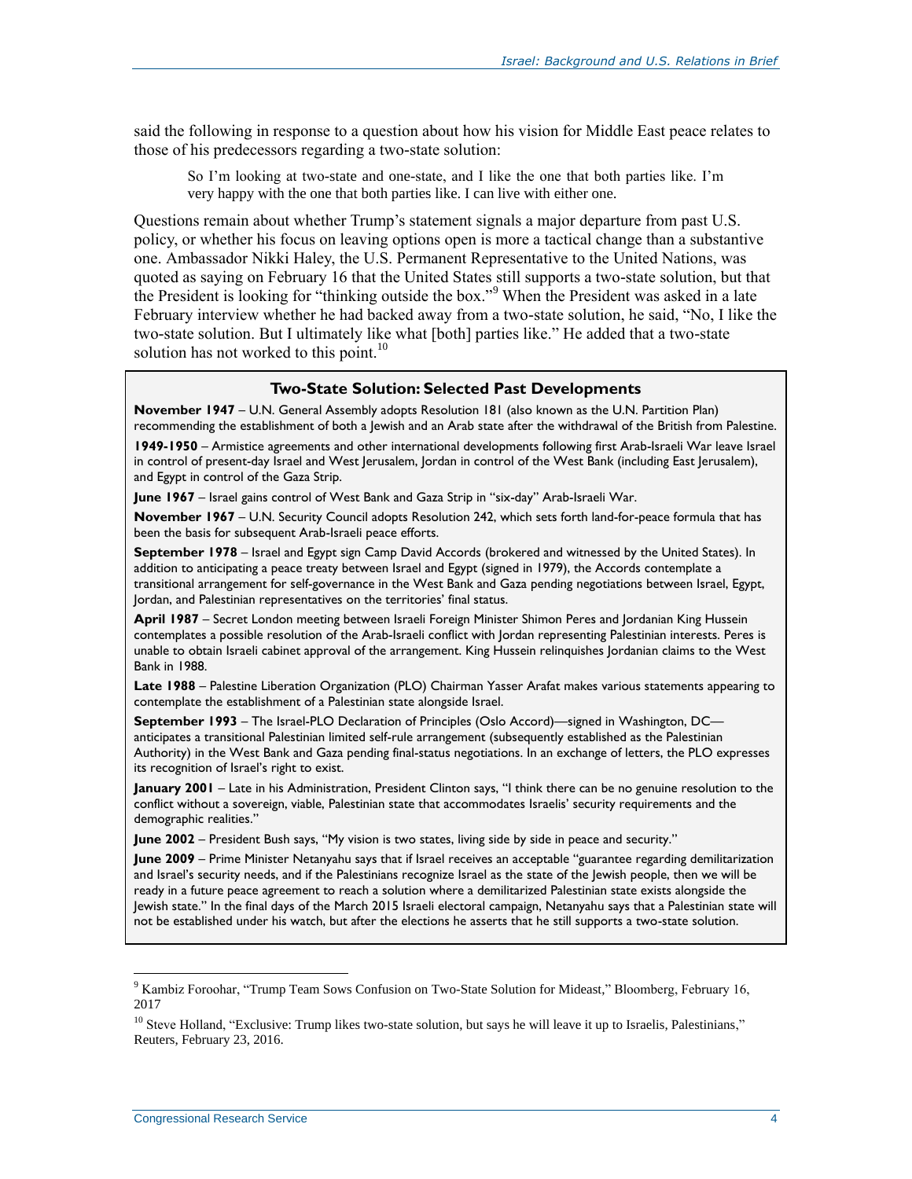said the following in response to a question about how his vision for Middle East peace relates to those of his predecessors regarding a two-state solution:

> So I'm looking at two-state and one-state, and I like the one that both parties like. I'm very happy with the one that both parties like. I can live with either one.

Questions remain about whether Trump's statement signals a major departure from past U.S. policy, or whether his focus on leaving options open is more a tactical change than a substantive one. Ambassador Nikki Haley, the U.S. Permanent Representative to the United Nations, was quoted as saying on February 16 that the United States still supports a two-state solution, but that the President is looking for "thinking outside the box."[9] When the President was asked in a late February interview whether he had backed away from a two-state solution, he said, "No, I like the two-state solution. But I ultimately like what [both] parties like." He added that a two-state solution has not worked to this point.[10]

### Two-State Solution: Selected Past Developments

**November 1947** – U.N. General Assembly adopts Resolution 181 (also known as the U.N. Partition Plan) recommending the establishment of both a Jewish and an Arab state after the withdrawal of the British from Palestine.

**1949-1950** – Armistice agreements and other international developments following first Arab-Israeli War leave Israel in control of present-day Israel and West Jerusalem, Jordan in control of the West Bank (including East Jerusalem), and Egypt in control of the Gaza Strip.

**June 1967** – Israel gains control of West Bank and Gaza Strip in "six-day" Arab-Israeli War.

**November 1967** – U.N. Security Council adopts Resolution 242, which sets forth land-for-peace formula that has been the basis for subsequent Arab-Israeli peace efforts.

**September 1978** – Israel and Egypt sign Camp David Accords (brokered and witnessed by the United States). In addition to anticipating a peace treaty between Israel and Egypt (signed in 1979), the Accords contemplate a transitional arrangement for self-governance in the West Bank and Gaza pending negotiations between Israel, Egypt, Jordan, and Palestinian representatives on the territories' final status.

**April 1987** – Secret London meeting between Israeli Foreign Minister Shimon Peres and Jordanian King Hussein contemplates a possible resolution of the Arab-Israeli conflict with Jordan representing Palestinian interests. Peres is unable to obtain Israeli cabinet approval of the arrangement. King Hussein relinquishes Jordanian claims to the West Bank in 1988.

**Late 1988** – Palestine Liberation Organization (PLO) Chairman Yasser Arafat makes various statements appearing to contemplate the establishment of a Palestinian state alongside Israel.

**September 1993** – The Israel-PLO Declaration of Principles (Oslo Accord)—signed in Washington, DC—anticipates a transitional Palestinian limited self-rule arrangement (subsequently established as the Palestinian Authority) in the West Bank and Gaza pending final-status negotiations. In an exchange of letters, the PLO expresses its recognition of Israel's right to exist.

**January 2001** – Late in his Administration, President Clinton says, "I think there can be no genuine resolution to the conflict without a sovereign, viable, Palestinian state that accommodates Israelis' security requirements and the demographic realities."

**June 2002** – President Bush says, "My vision is two states, living side by side in peace and security."

**June 2009** – Prime Minister Netanyahu says that if Israel receives an acceptable "guarantee regarding demilitarization and Israel's security needs, and if the Palestinians recognize Israel as the state of the Jewish people, then we will be ready in a future peace agreement to reach a solution where a demilitarized Palestinian state exists alongside the Jewish state." In the final days of the March 2015 Israeli electoral campaign, Netanyahu says that a Palestinian state will not be established under his watch, but after the elections he asserts that he still supports a two-state solution.

---

[9] Kambiz Foroohar, "Trump Team Sows Confusion on Two-State Solution for Mideast," Bloomberg, February 16, 2017

[10] Steve Holland, "Exclusive: Trump likes two-state solution, but says he will leave it up to Israelis, Palestinians," Reuters, February 23, 2016.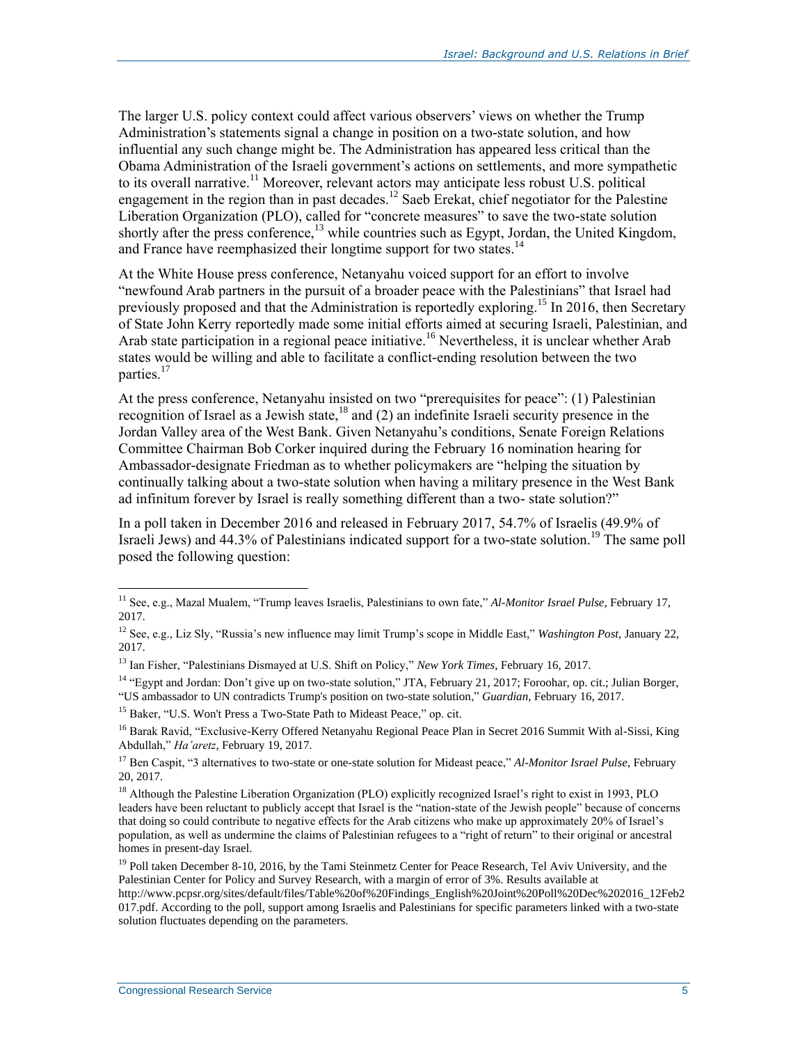The larger U.S. policy context could affect various observers' views on whether the Trump Administration's statements signal a change in position on a two-state solution, and how influential any such change might be. The Administration has appeared less critical than the Obama Administration of the Israeli government's actions on settlements, and more sympathetic to its overall narrative.[11] Moreover, relevant actors may anticipate less robust U.S. political engagement in the region than in past decades.[12] Saeb Erekat, chief negotiator for the Palestine Liberation Organization (PLO), called for "concrete measures" to save the two-state solution shortly after the press conference,[13] while countries such as Egypt, Jordan, the United Kingdom, and France have reemphasized their longtime support for two states.[14]

At the White House press conference, Netanyahu voiced support for an effort to involve "newfound Arab partners in the pursuit of a broader peace with the Palestinians" that Israel had previously proposed and that the Administration is reportedly exploring.[15] In 2016, then Secretary of State John Kerry reportedly made some initial efforts aimed at securing Israeli, Palestinian, and Arab state participation in a regional peace initiative.[16] Nevertheless, it is unclear whether Arab states would be willing and able to facilitate a conflict-ending resolution between the two parties.[17]

At the press conference, Netanyahu insisted on two "prerequisites for peace": (1) Palestinian recognition of Israel as a Jewish state,[18] and (2) an indefinite Israeli security presence in the Jordan Valley area of the West Bank. Given Netanyahu's conditions, Senate Foreign Relations Committee Chairman Bob Corker inquired during the February 16 nomination hearing for Ambassador-designate Friedman as to whether policymakers are "helping the situation by continually talking about a two-state solution when having a military presence in the West Bank ad infinitum forever by Israel is really something different than a two- state solution?"

In a poll taken in December 2016 and released in February 2017, 54.7% of Israelis (49.9% of Israeli Jews) and 44.3% of Palestinians indicated support for a two-state solution.[19] The same poll posed the following question:

---

[11] See, e.g., Mazal Mualem, "Trump leaves Israelis, Palestinians to own fate," *Al-Monitor Israel Pulse*, February 17, 2017.

[12] See, e.g., Liz Sly, "Russia's new influence may limit Trump's scope in Middle East," *Washington Post*, January 22, 2017.

[13] Ian Fisher, "Palestinians Dismayed at U.S. Shift on Policy," *New York Times*, February 16, 2017.

[14] "Egypt and Jordan: Don't give up on two-state solution," JTA, February 21, 2017; Foroohar, op. cit.; Julian Borger, "US ambassador to UN contradicts Trump's position on two-state solution," *Guardian*, February 16, 2017.

[15] Baker, "U.S. Won't Press a Two-State Path to Mideast Peace," op. cit.

[16] Barak Ravid, "Exclusive-Kerry Offered Netanyahu Regional Peace Plan in Secret 2016 Summit With al-Sissi, King Abdullah," *Ha'aretz*, February 19, 2017.

[17] Ben Caspit, "3 alternatives to two-state or one-state solution for Mideast peace," *Al-Monitor Israel Pulse*, February 20, 2017.

[18] Although the Palestine Liberation Organization (PLO) explicitly recognized Israel's right to exist in 1993, PLO leaders have been reluctant to publicly accept that Israel is the "nation-state of the Jewish people" because of concerns that doing so could contribute to negative effects for the Arab citizens who make up approximately 20% of Israel's population, as well as undermine the claims of Palestinian refugees to a "right of return" to their original or ancestral homes in present-day Israel.

[19] Poll taken December 8-10, 2016, by the Tami Steinmetz Center for Peace Research, Tel Aviv University, and the Palestinian Center for Policy and Survey Research, with a margin of error of 3%. Results available at http://www.pcpsr.org/sites/default/files/Table%20of%20Findings_English%20Joint%20Poll%20Dec%202016_12Feb2017.pdf. According to the poll, support among Israelis and Palestinians for specific parameters linked with a two-state solution fluctuates depending on the parameters.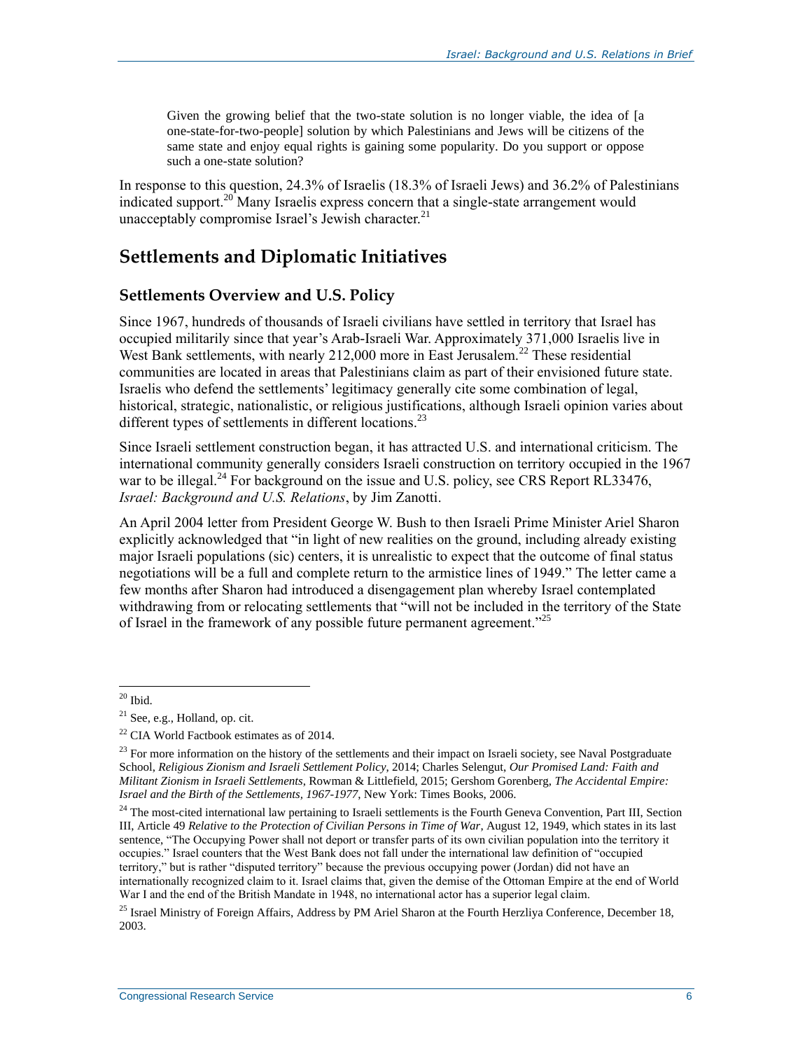> Given the growing belief that the two-state solution is no longer viable, the idea of [a one-state-for-two-people] solution by which Palestinians and Jews will be citizens of the same state and enjoy equal rights is gaining some popularity. Do you support or oppose such a one-state solution?

In response to this question, 24.3% of Israelis (18.3% of Israeli Jews) and 36.2% of Palestinians indicated support.[20] Many Israelis express concern that a single-state arrangement would unacceptably compromise Israel's Jewish character.[21]

## Settlements and Diplomatic Initiatives

### Settlements Overview and U.S. Policy

Since 1967, hundreds of thousands of Israeli civilians have settled in territory that Israel has occupied militarily since that year's Arab-Israeli War. Approximately 371,000 Israelis live in West Bank settlements, with nearly 212,000 more in East Jerusalem.[22] These residential communities are located in areas that Palestinians claim as part of their envisioned future state. Israelis who defend the settlements' legitimacy generally cite some combination of legal, historical, strategic, nationalistic, or religious justifications, although Israeli opinion varies about different types of settlements in different locations.[23]

Since Israeli settlement construction began, it has attracted U.S. and international criticism. The international community generally considers Israeli construction on territory occupied in the 1967 war to be illegal.[24] For background on the issue and U.S. policy, see CRS Report RL33476, *Israel: Background and U.S. Relations*, by Jim Zanotti.

An April 2004 letter from President George W. Bush to then Israeli Prime Minister Ariel Sharon explicitly acknowledged that "in light of new realities on the ground, including already existing major Israeli populations (sic) centers, it is unrealistic to expect that the outcome of final status negotiations will be a full and complete return to the armistice lines of 1949." The letter came a few months after Sharon had introduced a disengagement plan whereby Israel contemplated withdrawing from or relocating settlements that "will not be included in the territory of the State of Israel in the framework of any possible future permanent agreement."[25]

---

[20] Ibid.

[21] See, e.g., Holland, op. cit.

[22] CIA World Factbook estimates as of 2014.

[23] For more information on the history of the settlements and their impact on Israeli society, see Naval Postgraduate School, *Religious Zionism and Israeli Settlement Policy*, 2014; Charles Selengut, *Our Promised Land: Faith and Militant Zionism in Israeli Settlements*, Rowman & Littlefield, 2015; Gershom Gorenberg, *The Accidental Empire: Israel and the Birth of the Settlements, 1967-1977*, New York: Times Books, 2006.

[24] The most-cited international law pertaining to Israeli settlements is the Fourth Geneva Convention, Part III, Section III, Article 49 *Relative to the Protection of Civilian Persons in Time of War*, August 12, 1949, which states in its last sentence, "The Occupying Power shall not deport or transfer parts of its own civilian population into the territory it occupies." Israel counters that the West Bank does not fall under the international law definition of "occupied territory," but is rather "disputed territory" because the previous occupying power (Jordan) did not have an internationally recognized claim to it. Israel claims that, given the demise of the Ottoman Empire at the end of World War I and the end of the British Mandate in 1948, no international actor has a superior legal claim.

[25] Israel Ministry of Foreign Affairs, Address by PM Ariel Sharon at the Fourth Herzliya Conference, December 18, 2003.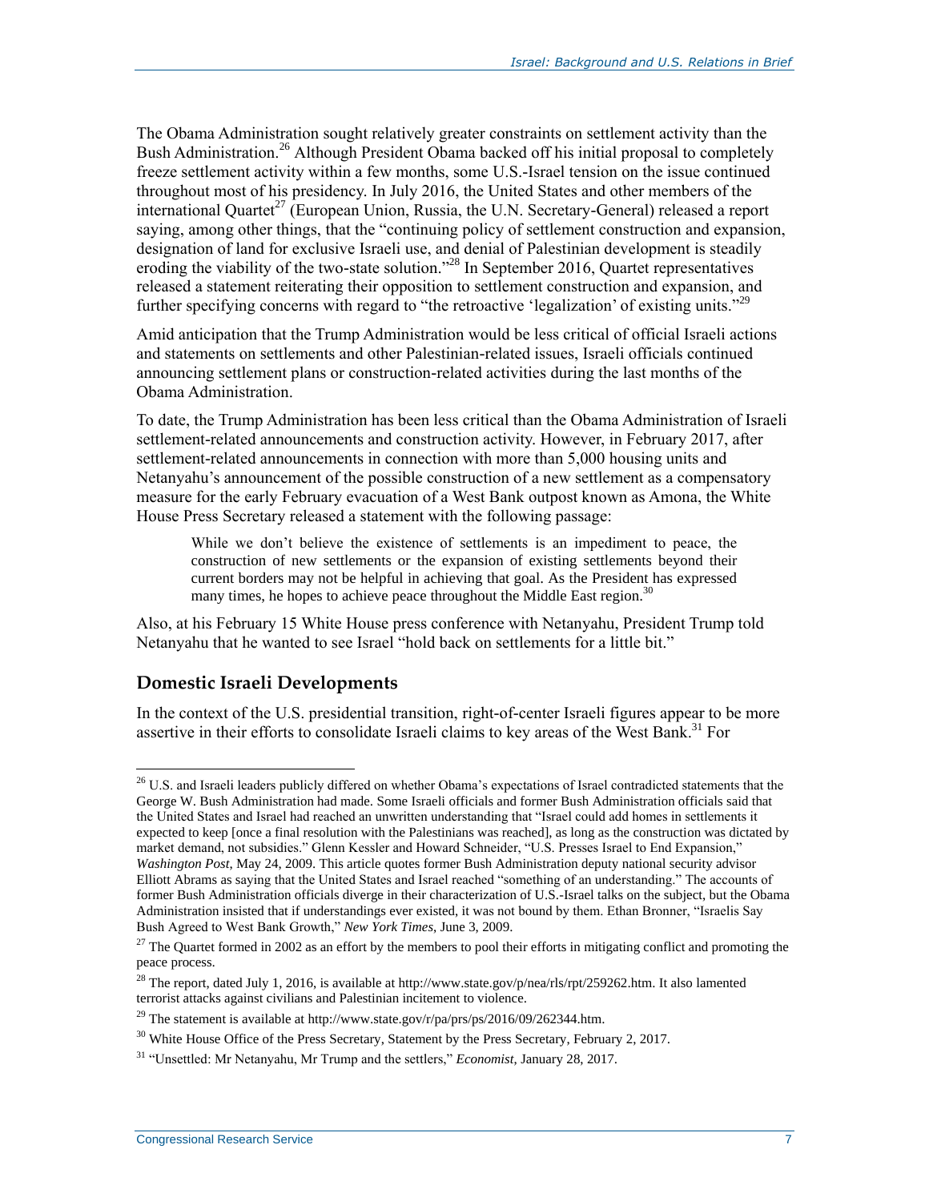The Obama Administration sought relatively greater constraints on settlement activity than the Bush Administration.[26] Although President Obama backed off his initial proposal to completely freeze settlement activity within a few months, some U.S.-Israel tension on the issue continued throughout most of his presidency. In July 2016, the United States and other members of the international Quartet[27] (European Union, Russia, the U.N. Secretary-General) released a report saying, among other things, that the "continuing policy of settlement construction and expansion, designation of land for exclusive Israeli use, and denial of Palestinian development is steadily eroding the viability of the two-state solution."[28] In September 2016, Quartet representatives released a statement reiterating their opposition to settlement construction and expansion, and further specifying concerns with regard to "the retroactive 'legalization' of existing units."[29]

Amid anticipation that the Trump Administration would be less critical of official Israeli actions and statements on settlements and other Palestinian-related issues, Israeli officials continued announcing settlement plans or construction-related activities during the last months of the Obama Administration.

To date, the Trump Administration has been less critical than the Obama Administration of Israeli settlement-related announcements and construction activity. However, in February 2017, after settlement-related announcements in connection with more than 5,000 housing units and Netanyahu's announcement of the possible construction of a new settlement as a compensatory measure for the early February evacuation of a West Bank outpost known as Amona, the White House Press Secretary released a statement with the following passage:

> While we don't believe the existence of settlements is an impediment to peace, the construction of new settlements or the expansion of existing settlements beyond their current borders may not be helpful in achieving that goal. As the President has expressed many times, he hopes to achieve peace throughout the Middle East region.[30]

Also, at his February 15 White House press conference with Netanyahu, President Trump told Netanyahu that he wanted to see Israel "hold back on settlements for a little bit."

## Domestic Israeli Developments

In the context of the U.S. presidential transition, right-of-center Israeli figures appear to be more assertive in their efforts to consolidate Israeli claims to key areas of the West Bank.[31] For

---

[26] U.S. and Israeli leaders publicly differed on whether Obama's expectations of Israel contradicted statements that the George W. Bush Administration had made. Some Israeli officials and former Bush Administration officials said that the United States and Israel had reached an unwritten understanding that "Israel could add homes in settlements it expected to keep [once a final resolution with the Palestinians was reached], as long as the construction was dictated by market demand, not subsidies." Glenn Kessler and Howard Schneider, "U.S. Presses Israel to End Expansion," *Washington Post*, May 24, 2009. This article quotes former Bush Administration deputy national security advisor Elliott Abrams as saying that the United States and Israel reached "something of an understanding." The accounts of former Bush Administration officials diverge in their characterization of U.S.-Israel talks on the subject, but the Obama Administration insisted that if understandings ever existed, it was not bound by them. Ethan Bronner, "Israelis Say Bush Agreed to West Bank Growth," *New York Times*, June 3, 2009.

[27] The Quartet formed in 2002 as an effort by the members to pool their efforts in mitigating conflict and promoting the peace process.

[28] The report, dated July 1, 2016, is available at http://www.state.gov/p/nea/rls/rpt/259262.htm. It also lamented terrorist attacks against civilians and Palestinian incitement to violence.

[29] The statement is available at http://www.state.gov/r/pa/prs/ps/2016/09/262344.htm.

[30] White House Office of the Press Secretary, Statement by the Press Secretary, February 2, 2017.

[31] "Unsettled: Mr Netanyahu, Mr Trump and the settlers," *Economist*, January 28, 2017.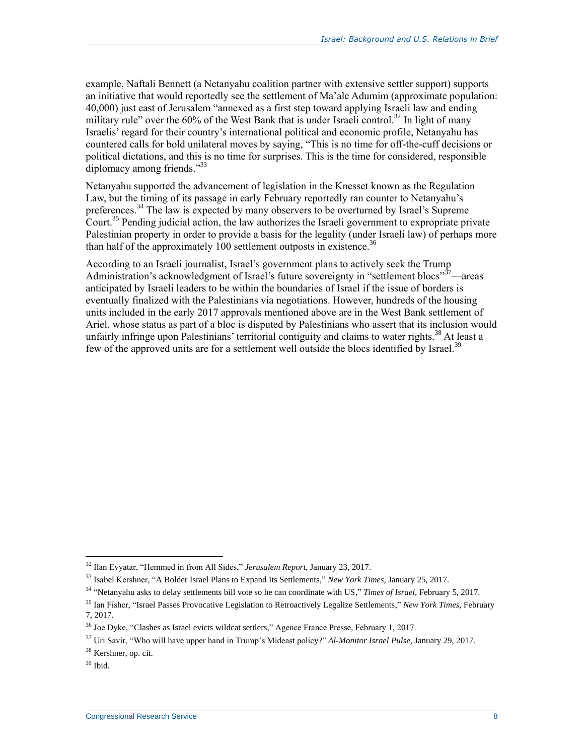example, Naftali Bennett (a Netanyahu coalition partner with extensive settler support) supports an initiative that would reportedly see the settlement of Ma'ale Adumim (approximate population: 40,000) just east of Jerusalem "annexed as a first step toward applying Israeli law and ending military rule" over the 60% of the West Bank that is under Israeli control.[32] In light of many Israelis' regard for their country's international political and economic profile, Netanyahu has countered calls for bold unilateral moves by saying, "This is no time for off-the-cuff decisions or political dictations, and this is no time for surprises. This is the time for considered, responsible diplomacy among friends."[33]

Netanyahu supported the advancement of legislation in the Knesset known as the Regulation Law, but the timing of its passage in early February reportedly ran counter to Netanyahu's preferences.[34] The law is expected by many observers to be overturned by Israel's Supreme Court.[35] Pending judicial action, the law authorizes the Israeli government to expropriate private Palestinian property in order to provide a basis for the legality (under Israeli law) of perhaps more than half of the approximately 100 settlement outposts in existence.[36]

According to an Israeli journalist, Israel's government plans to actively seek the Trump Administration's acknowledgment of Israel's future sovereignty in "settlement blocs"[37]—areas anticipated by Israeli leaders to be within the boundaries of Israel if the issue of borders is eventually finalized with the Palestinians via negotiations. However, hundreds of the housing units included in the early 2017 approvals mentioned above are in the West Bank settlement of Ariel, whose status as part of a bloc is disputed by Palestinians who assert that its inclusion would unfairly infringe upon Palestinians' territorial contiguity and claims to water rights.[38] At least a few of the approved units are for a settlement well outside the blocs identified by Israel.[39]

---

[32] Ilan Evyatar, "Hemmed in from All Sides," *Jerusalem Report*, January 23, 2017.

[33] Isabel Kershner, "A Bolder Israel Plans to Expand Its Settlements," *New York Times*, January 25, 2017.

[34] "Netanyahu asks to delay settlements bill vote so he can coordinate with US," *Times of Israel*, February 5, 2017.

[35] Ian Fisher, "Israel Passes Provocative Legislation to Retroactively Legalize Settlements," *New York Times*, February 7, 2017.

[36] Joe Dyke, "Clashes as Israel evicts wildcat settlers," Agence France Presse, February 1, 2017.

[37] Uri Savir, "Who will have upper hand in Trump's Mideast policy?" *Al-Monitor Israel Pulse*, January 29, 2017.

[38] Kershner, op. cit.

[39] Ibid.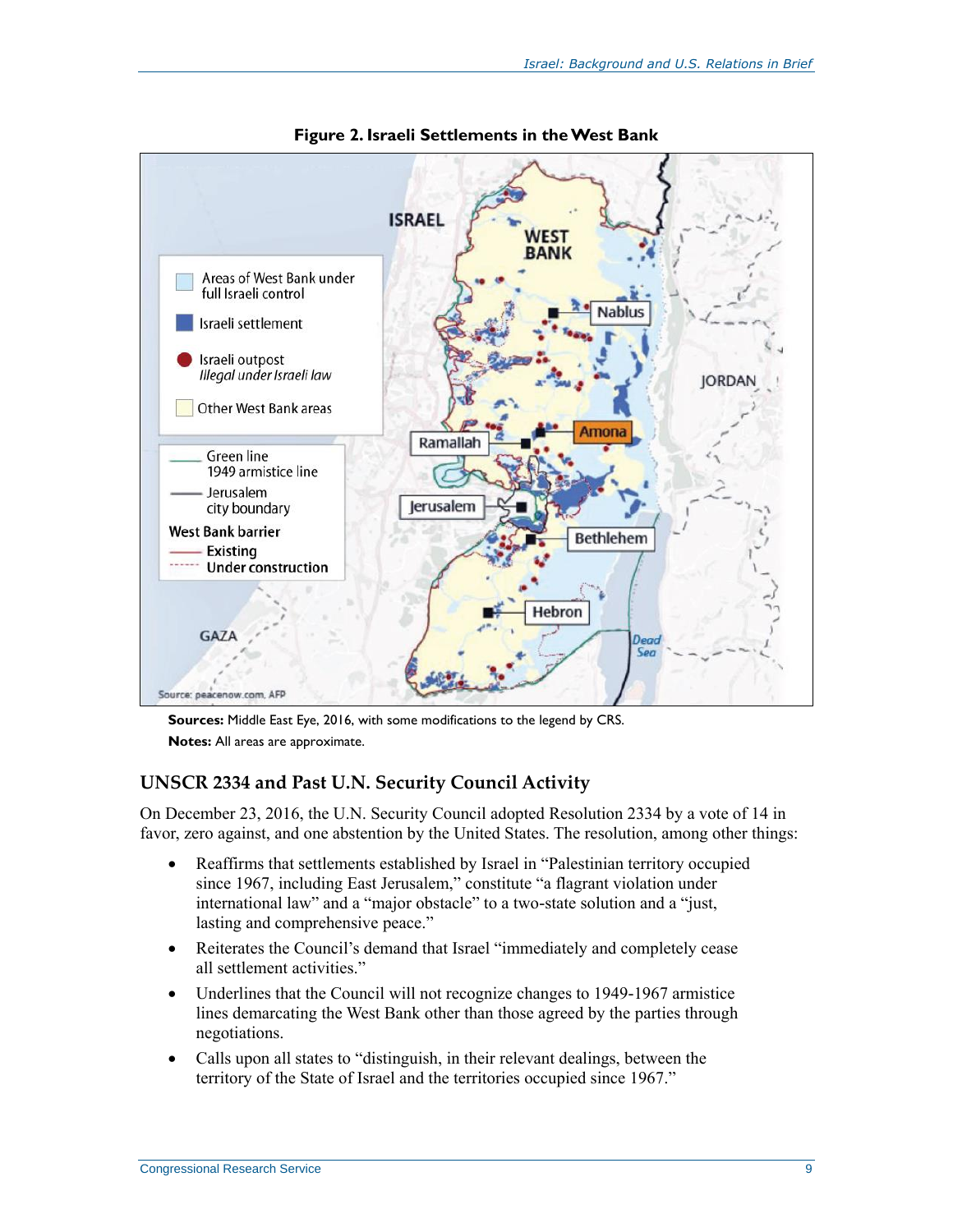**Figure 2. Israeli Settlements in the West Bank**

**Sources:** Middle East Eye, 2016, with some modifications to the legend by CRS.

**Notes:** All areas are approximate.

## UNSCR 2334 and Past U.N. Security Council Activity

On December 23, 2016, the U.N. Security Council adopted Resolution 2334 by a vote of 14 in favor, zero against, and one abstention by the United States. The resolution, among other things:

- Reaffirms that settlements established by Israel in "Palestinian territory occupied since 1967, including East Jerusalem," constitute "a flagrant violation under international law" and a "major obstacle" to a two-state solution and a "just, lasting and comprehensive peace."
- Reiterates the Council's demand that Israel "immediately and completely cease all settlement activities."
- Underlines that the Council will not recognize changes to 1949-1967 armistice lines demarcating the West Bank other than those agreed by the parties through negotiations.
- Calls upon all states to "distinguish, in their relevant dealings, between the territory of the State of Israel and the territories occupied since 1967."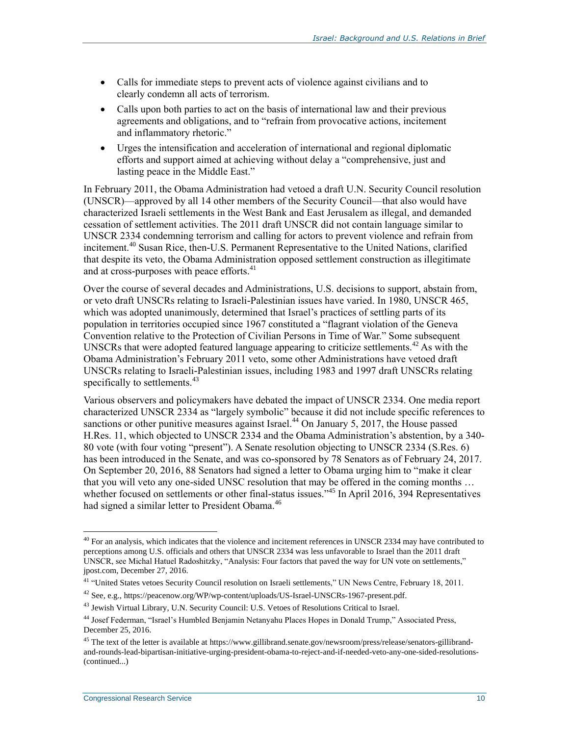- Calls for immediate steps to prevent acts of violence against civilians and to clearly condemn all acts of terrorism.
- Calls upon both parties to act on the basis of international law and their previous agreements and obligations, and to "refrain from provocative actions, incitement and inflammatory rhetoric."
- Urges the intensification and acceleration of international and regional diplomatic efforts and support aimed at achieving without delay a "comprehensive, just and lasting peace in the Middle East."

In February 2011, the Obama Administration had vetoed a draft U.N. Security Council resolution (UNSCR)—approved by all 14 other members of the Security Council—that also would have characterized Israeli settlements in the West Bank and East Jerusalem as illegal, and demanded cessation of settlement activities. The 2011 draft UNSCR did not contain language similar to UNSCR 2334 condemning terrorism and calling for actors to prevent violence and refrain from incitement.[40] Susan Rice, then-U.S. Permanent Representative to the United Nations, clarified that despite its veto, the Obama Administration opposed settlement construction as illegitimate and at cross-purposes with peace efforts.[41]

Over the course of several decades and Administrations, U.S. decisions to support, abstain from, or veto draft UNSCRs relating to Israeli-Palestinian issues have varied. In 1980, UNSCR 465, which was adopted unanimously, determined that Israel's practices of settling parts of its population in territories occupied since 1967 constituted a "flagrant violation of the Geneva Convention relative to the Protection of Civilian Persons in Time of War." Some subsequent UNSCRs that were adopted featured language appearing to criticize settlements.[42] As with the Obama Administration's February 2011 veto, some other Administrations have vetoed draft UNSCRs relating to Israeli-Palestinian issues, including 1983 and 1997 draft UNSCRs relating specifically to settlements.[43]

Various observers and policymakers have debated the impact of UNSCR 2334. One media report characterized UNSCR 2334 as "largely symbolic" because it did not include specific references to sanctions or other punitive measures against Israel.[44] On January 5, 2017, the House passed H.Res. 11, which objected to UNSCR 2334 and the Obama Administration's abstention, by a 340-80 vote (with four voting "present"). A Senate resolution objecting to UNSCR 2334 (S.Res. 6) has been introduced in the Senate, and was co-sponsored by 78 Senators as of February 24, 2017. On September 20, 2016, 88 Senators had signed a letter to Obama urging him to "make it clear that you will veto any one-sided UNSC resolution that may be offered in the coming months … whether focused on settlements or other final-status issues."[45] In April 2016, 394 Representatives had signed a similar letter to President Obama.[46]

---

[40] For an analysis, which indicates that the violence and incitement references in UNSCR 2334 may have contributed to perceptions among U.S. officials and others that UNSCR 2334 was less unfavorable to Israel than the 2011 draft UNSCR, see Michal Hatuel Radoshitzky, "Analysis: Four factors that paved the way for UN vote on settlements," jpost.com, December 27, 2016.

[41] "United States vetoes Security Council resolution on Israeli settlements," UN News Centre, February 18, 2011.

[42] See, e.g., https://peacenow.org/WP/wp-content/uploads/US-Israel-UNSCRs-1967-present.pdf.

[43] Jewish Virtual Library, U.N. Security Council: U.S. Vetoes of Resolutions Critical to Israel.

[44] Josef Federman, "Israel's Humbled Benjamin Netanyahu Places Hopes in Donald Trump," Associated Press, December 25, 2016.

[45] The text of the letter is available at https://www.gillibrand.senate.gov/newsroom/press/release/senators-gillibrand-and-rounds-lead-bipartisan-initiative-urging-president-obama-to-reject-and-if-needed-veto-any-one-sided-resolutions-(continued...)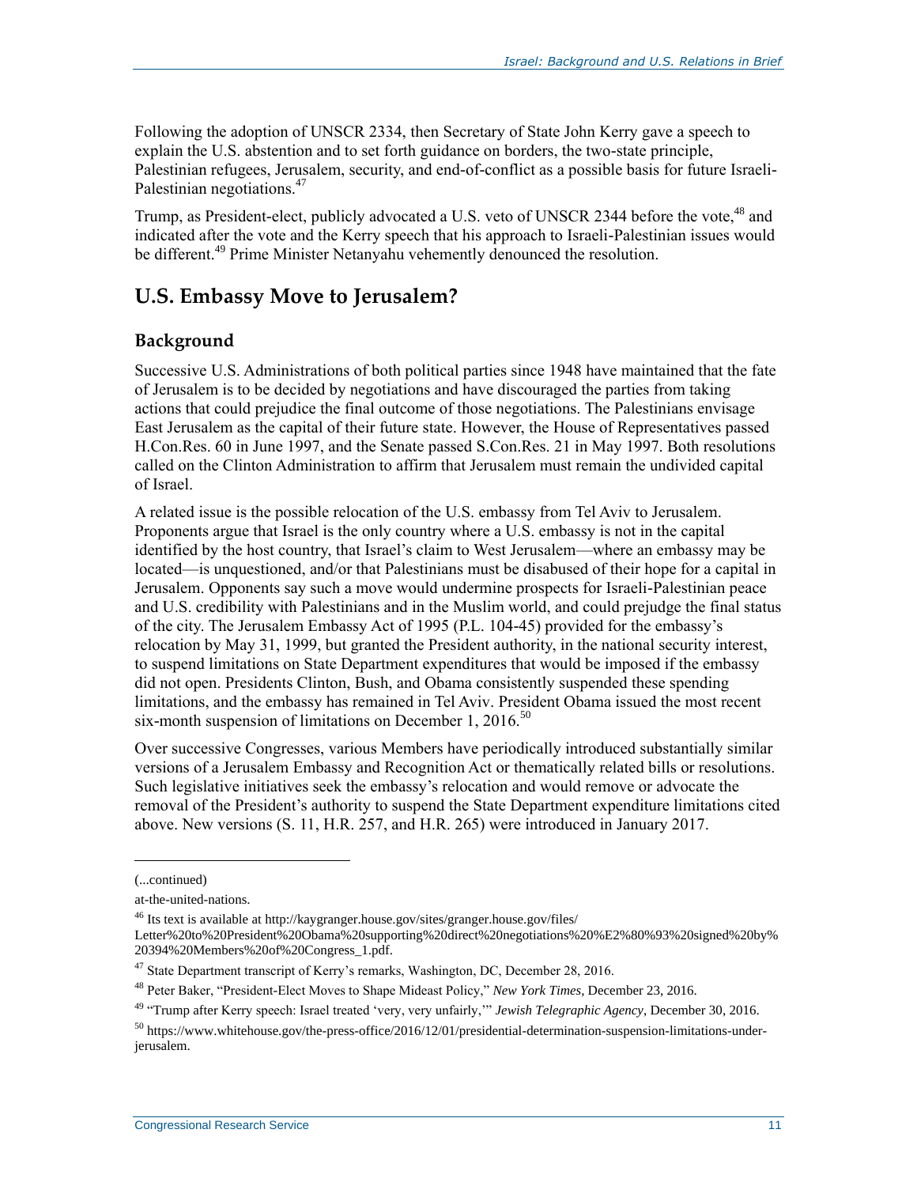Following the adoption of UNSCR 2334, then Secretary of State John Kerry gave a speech to explain the U.S. abstention and to set forth guidance on borders, the two-state principle, Palestinian refugees, Jerusalem, security, and end-of-conflict as a possible basis for future Israeli-Palestinian negotiations.[47]

Trump, as President-elect, publicly advocated a U.S. veto of UNSCR 2344 before the vote,[48] and indicated after the vote and the Kerry speech that his approach to Israeli-Palestinian issues would be different.[49] Prime Minister Netanyahu vehemently denounced the resolution.

## U.S. Embassy Move to Jerusalem?

### Background

Successive U.S. Administrations of both political parties since 1948 have maintained that the fate of Jerusalem is to be decided by negotiations and have discouraged the parties from taking actions that could prejudice the final outcome of those negotiations. The Palestinians envisage East Jerusalem as the capital of their future state. However, the House of Representatives passed H.Con.Res. 60 in June 1997, and the Senate passed S.Con.Res. 21 in May 1997. Both resolutions called on the Clinton Administration to affirm that Jerusalem must remain the undivided capital of Israel.

A related issue is the possible relocation of the U.S. embassy from Tel Aviv to Jerusalem. Proponents argue that Israel is the only country where a U.S. embassy is not in the capital identified by the host country, that Israel's claim to West Jerusalem—where an embassy may be located—is unquestioned, and/or that Palestinians must be disabused of their hope for a capital in Jerusalem. Opponents say such a move would undermine prospects for Israeli-Palestinian peace and U.S. credibility with Palestinians and in the Muslim world, and could prejudge the final status of the city. The Jerusalem Embassy Act of 1995 (P.L. 104-45) provided for the embassy's relocation by May 31, 1999, but granted the President authority, in the national security interest, to suspend limitations on State Department expenditures that would be imposed if the embassy did not open. Presidents Clinton, Bush, and Obama consistently suspended these spending limitations, and the embassy has remained in Tel Aviv. President Obama issued the most recent six-month suspension of limitations on December 1, 2016.[50]

Over successive Congresses, various Members have periodically introduced substantially similar versions of a Jerusalem Embassy and Recognition Act or thematically related bills or resolutions. Such legislative initiatives seek the embassy's relocation and would remove or advocate the removal of the President's authority to suspend the State Department expenditure limitations cited above. New versions (S. 11, H.R. 257, and H.R. 265) were introduced in January 2017.

---

(...continued)

at-the-united-nations.

[46] Its text is available at http://kaygranger.house.gov/sites/granger.house.gov/files/Letter%20to%20President%20Obama%20supporting%20direct%20negotiations%20%E2%80%93%20signed%20by%20394%20Members%20of%20Congress_1.pdf.

[47] State Department transcript of Kerry's remarks, Washington, DC, December 28, 2016.

[48] Peter Baker, "President-Elect Moves to Shape Mideast Policy," *New York Times*, December 23, 2016.

[49] "Trump after Kerry speech: Israel treated 'very, very unfairly,'" *Jewish Telegraphic Agency*, December 30, 2016.

[50] https://www.whitehouse.gov/the-press-office/2016/12/01/presidential-determination-suspension-limitations-under-jerusalem.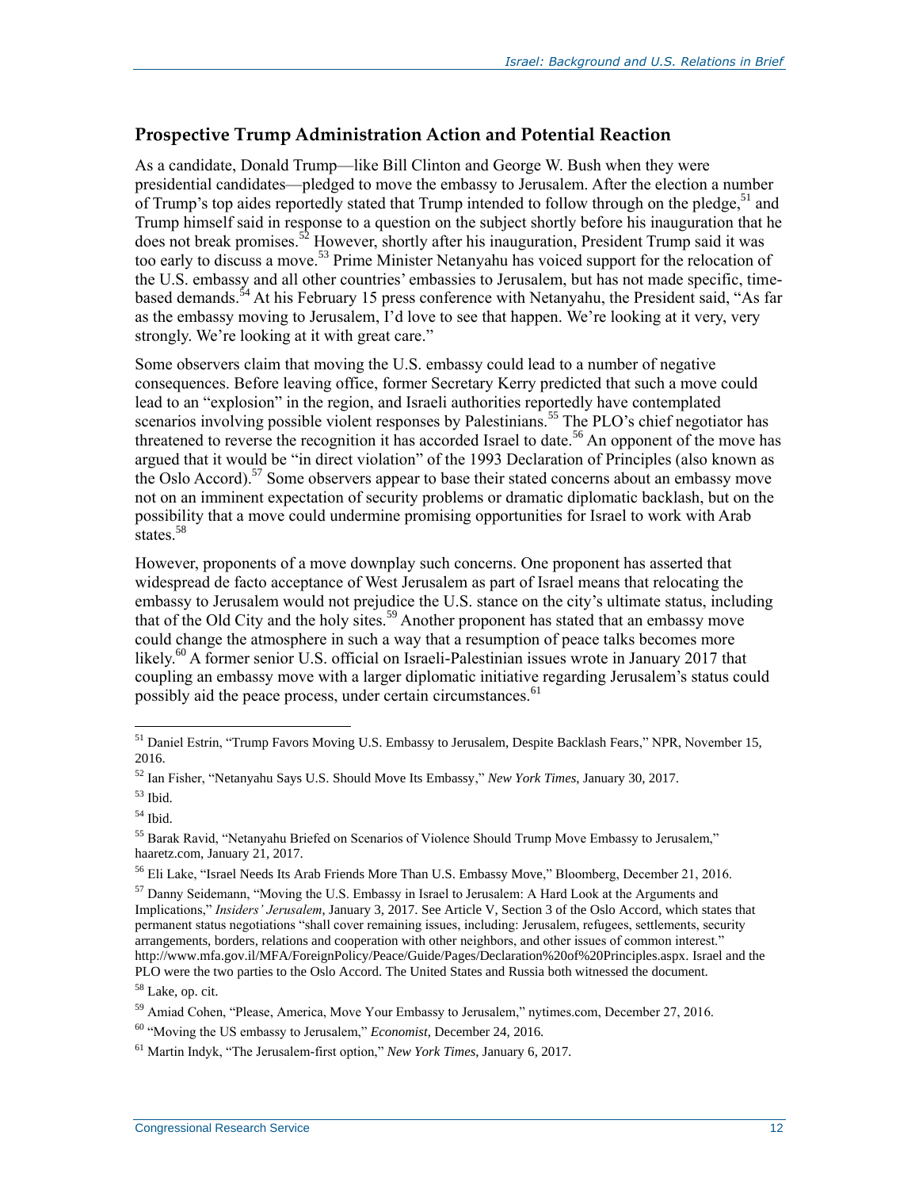## Prospective Trump Administration Action and Potential Reaction

As a candidate, Donald Trump—like Bill Clinton and George W. Bush when they were presidential candidates—pledged to move the embassy to Jerusalem. After the election a number of Trump's top aides reportedly stated that Trump intended to follow through on the pledge,[51] and Trump himself said in response to a question on the subject shortly before his inauguration that he does not break promises.[52] However, shortly after his inauguration, President Trump said it was too early to discuss a move.[53] Prime Minister Netanyahu has voiced support for the relocation of the U.S. embassy and all other countries' embassies to Jerusalem, but has not made specific, time-based demands.[54] At his February 15 press conference with Netanyahu, the President said, "As far as the embassy moving to Jerusalem, I'd love to see that happen. We're looking at it very, very strongly. We're looking at it with great care."

Some observers claim that moving the U.S. embassy could lead to a number of negative consequences. Before leaving office, former Secretary Kerry predicted that such a move could lead to an "explosion" in the region, and Israeli authorities reportedly have contemplated scenarios involving possible violent responses by Palestinians.[55] The PLO's chief negotiator has threatened to reverse the recognition it has accorded Israel to date.[56] An opponent of the move has argued that it would be "in direct violation" of the 1993 Declaration of Principles (also known as the Oslo Accord).[57] Some observers appear to base their stated concerns about an embassy move not on an imminent expectation of security problems or dramatic diplomatic backlash, but on the possibility that a move could undermine promising opportunities for Israel to work with Arab states.[58]

However, proponents of a move downplay such concerns. One proponent has asserted that widespread de facto acceptance of West Jerusalem as part of Israel means that relocating the embassy to Jerusalem would not prejudice the U.S. stance on the city's ultimate status, including that of the Old City and the holy sites.[59] Another proponent has stated that an embassy move could change the atmosphere in such a way that a resumption of peace talks becomes more likely.[60] A former senior U.S. official on Israeli-Palestinian issues wrote in January 2017 that coupling an embassy move with a larger diplomatic initiative regarding Jerusalem's status could possibly aid the peace process, under certain circumstances.[61]

---

[51] Daniel Estrin, "Trump Favors Moving U.S. Embassy to Jerusalem, Despite Backlash Fears," NPR, November 15, 2016.

[52] Ian Fisher, "Netanyahu Says U.S. Should Move Its Embassy," *New York Times*, January 30, 2017.

[53] Ibid.

[54] Ibid.

[55] Barak Ravid, "Netanyahu Briefed on Scenarios of Violence Should Trump Move Embassy to Jerusalem," haaretz.com, January 21, 2017.

[56] Eli Lake, "Israel Needs Its Arab Friends More Than U.S. Embassy Move," Bloomberg, December 21, 2016.

[57] Danny Seidemann, "Moving the U.S. Embassy in Israel to Jerusalem: A Hard Look at the Arguments and Implications," *Insiders' Jerusalem*, January 3, 2017. See Article V, Section 3 of the Oslo Accord, which states that permanent status negotiations "shall cover remaining issues, including: Jerusalem, refugees, settlements, security arrangements, borders, relations and cooperation with other neighbors, and other issues of common interest." http://www.mfa.gov.il/MFA/ForeignPolicy/Peace/Guide/Pages/Declaration%20of%20Principles.aspx. Israel and the PLO were the two parties to the Oslo Accord. The United States and Russia both witnessed the document.

[58] Lake, op. cit.

[59] Amiad Cohen, "Please, America, Move Your Embassy to Jerusalem," nytimes.com, December 27, 2016.

[60] "Moving the US embassy to Jerusalem," *Economist*, December 24, 2016.

[61] Martin Indyk, "The Jerusalem-first option," *New York Times*, January 6, 2017.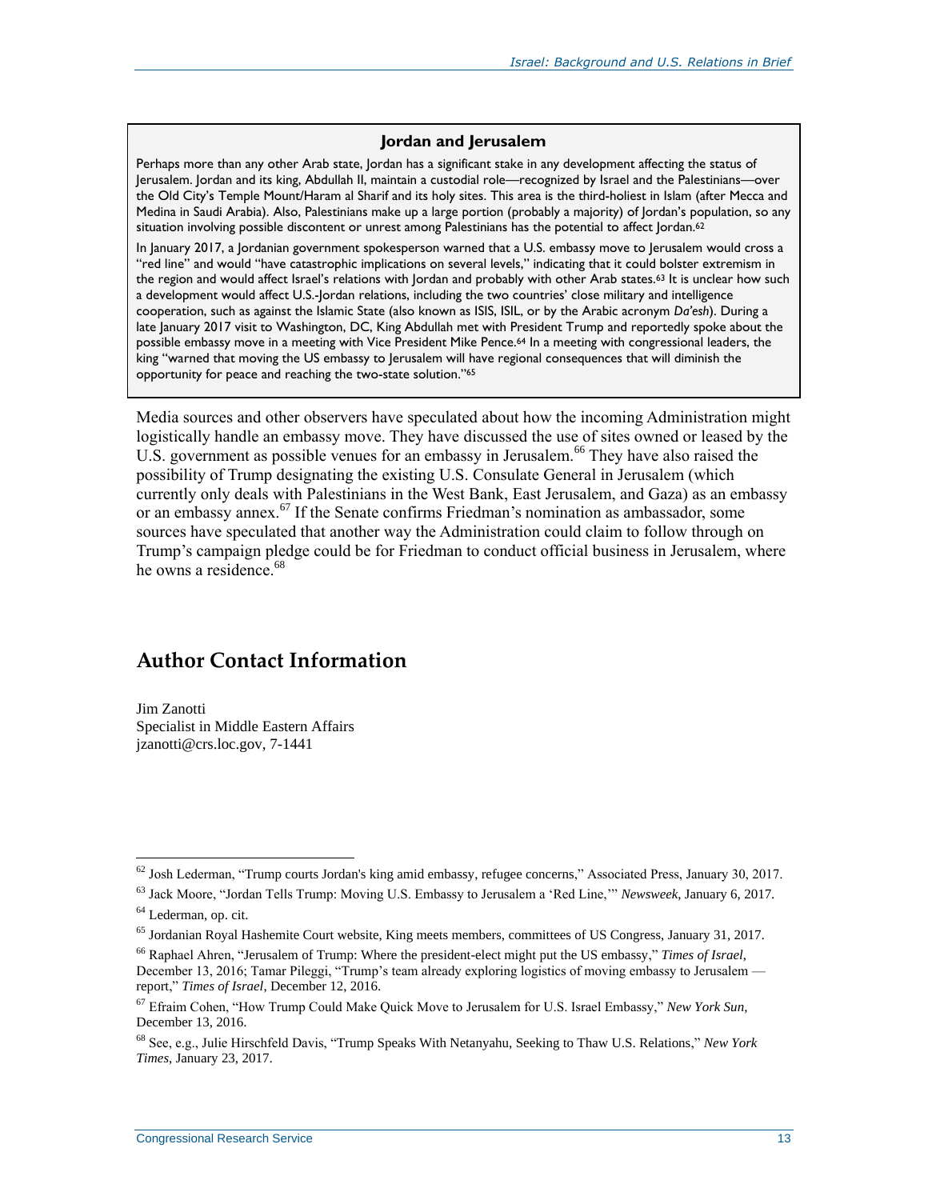### Jordan and Jerusalem

Perhaps more than any other Arab state, Jordan has a significant stake in any development affecting the status of Jerusalem. Jordan and its king, Abdullah II, maintain a custodial role—recognized by Israel and the Palestinians—over the Old City's Temple Mount/Haram al Sharif and its holy sites. This area is the third-holiest in Islam (after Mecca and Medina in Saudi Arabia). Also, Palestinians make up a large portion (probably a majority) of Jordan's population, so any situation involving possible discontent or unrest among Palestinians has the potential to affect Jordan.[62]

In January 2017, a Jordanian government spokesperson warned that a U.S. embassy move to Jerusalem would cross a "red line" and would "have catastrophic implications on several levels," indicating that it could bolster extremism in the region and would affect Israel's relations with Jordan and probably with other Arab states.[63] It is unclear how such a development would affect U.S.-Jordan relations, including the two countries' close military and intelligence cooperation, such as against the Islamic State (also known as ISIS, ISIL, or by the Arabic acronym *Da'esh*). During a late January 2017 visit to Washington, DC, King Abdullah met with President Trump and reportedly spoke about the possible embassy move in a meeting with Vice President Mike Pence.[64] In a meeting with congressional leaders, the king "warned that moving the US embassy to Jerusalem will have regional consequences that will diminish the opportunity for peace and reaching the two-state solution."[65]

Media sources and other observers have speculated about how the incoming Administration might logistically handle an embassy move. They have discussed the use of sites owned or leased by the U.S. government as possible venues for an embassy in Jerusalem.[66] They have also raised the possibility of Trump designating the existing U.S. Consulate General in Jerusalem (which currently only deals with Palestinians in the West Bank, East Jerusalem, and Gaza) as an embassy or an embassy annex.[67] If the Senate confirms Friedman's nomination as ambassador, some sources have speculated that another way the Administration could claim to follow through on Trump's campaign pledge could be for Friedman to conduct official business in Jerusalem, where he owns a residence.[68]

## Author Contact Information

Jim Zanotti
Specialist in Middle Eastern Affairs
jzanotti@crs.loc.gov, 7-1441

---

[62] Josh Lederman, "Trump courts Jordan's king amid embassy, refugee concerns," Associated Press, January 30, 2017.

[63] Jack Moore, "Jordan Tells Trump: Moving U.S. Embassy to Jerusalem a 'Red Line,'" *Newsweek*, January 6, 2017.

[64] Lederman, op. cit.

[65] Jordanian Royal Hashemite Court website, King meets members, committees of US Congress, January 31, 2017.

[66] Raphael Ahren, "Jerusalem of Trump: Where the president-elect might put the US embassy," *Times of Israel*, December 13, 2016; Tamar Pileggi, "Trump's team already exploring logistics of moving embassy to Jerusalem — report," *Times of Israel*, December 12, 2016.

[67] Efraim Cohen, "How Trump Could Make Quick Move to Jerusalem for U.S. Israel Embassy," *New York Sun*, December 13, 2016.

[68] See, e.g., Julie Hirschfeld Davis, "Trump Speaks With Netanyahu, Seeking to Thaw U.S. Relations," *New York Times*, January 23, 2017.